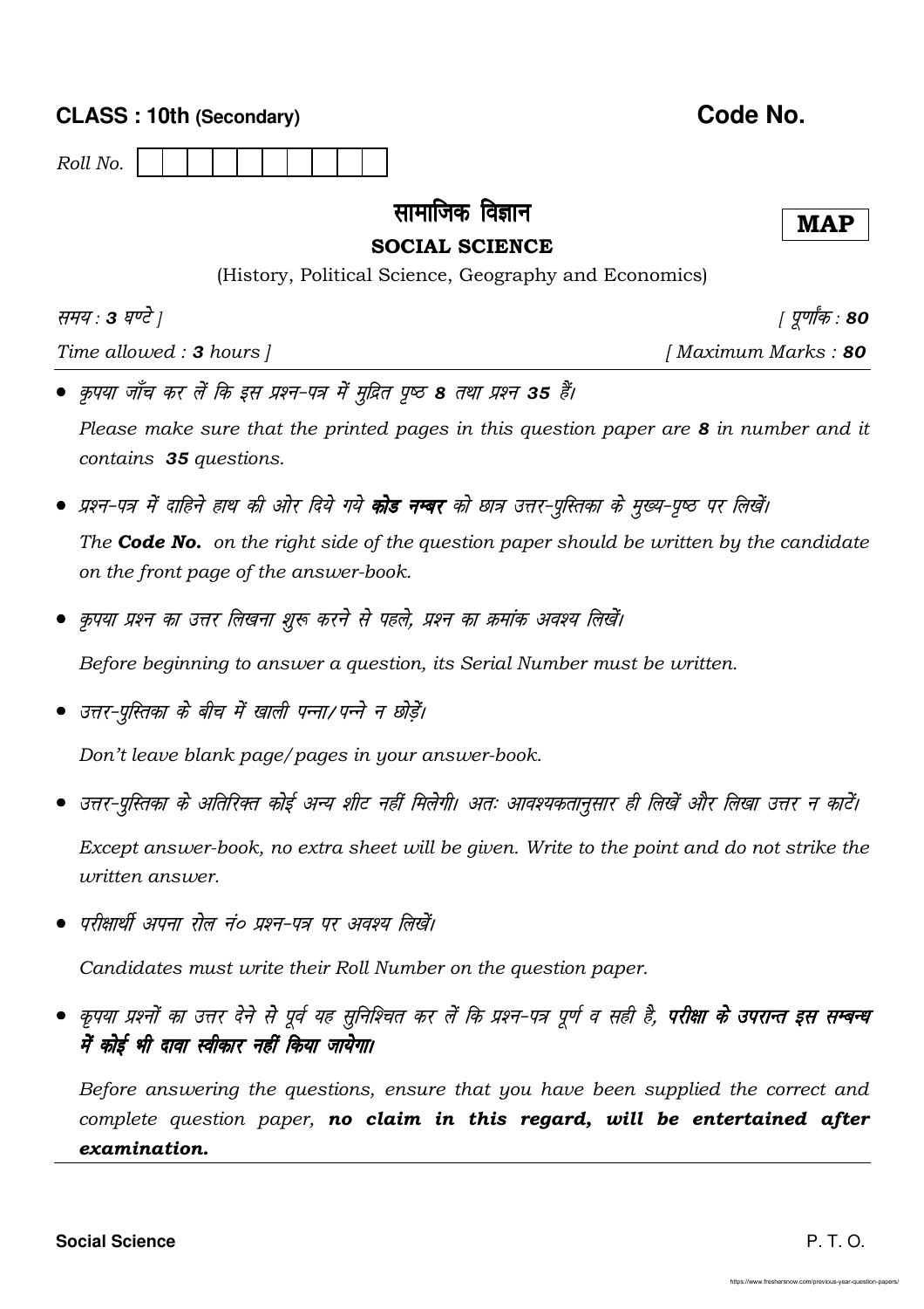**CLASS : 10th (Secondary)** **Code No.**

*Roll No.* | | | | | | | | | | |

# सामाजिक विज्ञान

## SOCIAL SCIENCE

**MAP**

(History, Political Science, Geography and Economics)

*समय : **3** घण्टे ]* *[ पूर्णांक : **80***

*Time allowed : **3** hours ]* *[ Maximum Marks : **80***

- *कृपया जाँच कर लें कि इस प्रश्न-पत्र में मुद्रित पृष्ठ **8** तथा प्रश्न **35** हैं।*

  *Please make sure that the printed pages in this question paper are **8** in number and it contains **35** questions.*

- *प्रश्न-पत्र में दाहिने हाथ की ओर दिये गये **कोड नम्बर** को छात्र उत्तर-पुस्तिका के मुख्य-पृष्ठ पर लिखें।*

  *The **Code No.** on the right side of the question paper should be written by the candidate on the front page of the answer-book.*

- *कृपया प्रश्न का उत्तर लिखना शुरू करने से पहले, प्रश्न का क्रमांक अवश्य लिखें।*

  *Before beginning to answer a question, its Serial Number must be written.*

- *उत्तर-पुस्तिका के बीच में खाली पन्ना/पन्ने न छोड़ें।*

  *Don't leave blank page/pages in your answer-book.*

- *उत्तर-पुस्तिका के अतिरिक्त कोई अन्य शीट नहीं मिलेगी। अतः आवश्यकतानुसार ही लिखें और लिखा उत्तर न काटें।*

  *Except answer-book, no extra sheet will be given. Write to the point and do not strike the written answer.*

- *परीक्षार्थी अपना रोल नं० प्रश्न-पत्र पर अवश्य लिखें।*

  *Candidates must write their Roll Number on the question paper.*

- *कृपया प्रश्नों का उत्तर देने से पूर्व यह सुनिश्चित कर लें कि प्रश्न-पत्र पूर्ण व सही है, **परीक्षा के उपरान्त इस सम्बन्ध में कोई भी दावा स्वीकार नहीं किया जायेगा।***

  *Before answering the questions, ensure that you have been supplied the correct and complete question paper, **no claim in this regard, will be entertained after examination.***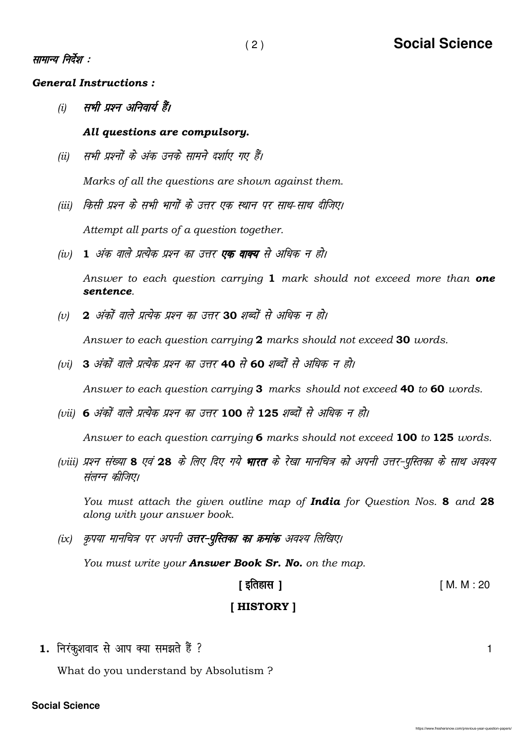*सामान्य निर्देश :*

***General Instructions :***

*(i)* ***सभी प्रश्न अनिवार्य हैं।***

***All questions are compulsory.***

*(ii)* *सभी प्रश्नों के अंक उनके सामने दर्शाए गए हैं।*

*Marks of all the questions are shown against them.*

*(iii)* *किसी प्रश्न के सभी भागों के उत्तर एक स्थान पर साथ-साथ दीजिए।*

*Attempt all parts of a question together.*

*(iv)* **1** *अंक वाले प्रत्येक प्रश्न का उत्तर* ***एक वाक्य*** *से अधिक न हो।*

*Answer to each question carrying* **1** *mark should not exceed more than* ***one sentence****.*

*(v)* **2** *अंकों वाले प्रत्येक प्रश्न का उत्तर* **30** *शब्दों से अधिक न हो।*

*Answer to each question carrying* **2** *marks should not exceed* **30** *words.*

*(vi)* **3** *अंकों वाले प्रत्येक प्रश्न का उत्तर* **40** *से* **60** *शब्दों से अधिक न हो।*

*Answer to each question carrying* **3** *marks should not exceed* **40** *to* **60** *words.*

*(vii)* **6** *अंकों वाले प्रत्येक प्रश्न का उत्तर* **100** *से* **125** *शब्दों से अधिक न हो।*

*Answer to each question carrying* **6** *marks should not exceed* **100** *to* **125** *words.*

*(viii) प्रश्न संख्या* **8** *एवं* **28** *के लिए दिए गये* ***भारत*** *के रेखा मानचित्र को अपनी उत्तर-पुस्तिका के साथ अवश्य संलग्न कीजिए।*

*You must attach the given outline map of* ***India*** *for Question Nos.* **8** *and* **28** *along with your answer book.*

*(ix)* *कृपया मानचित्र पर अपनी* ***उत्तर-पुस्तिका का क्रमांक*** *अवश्य लिखिए।*

*You must write your* ***Answer Book Sr. No.*** *on the map.*

## [ इतिहास ] [ M. M : 20

## [ HISTORY ]

**1.** निरंकुशवाद से आप क्या समझते हैं ? 1

What do you understand by Absolutism ?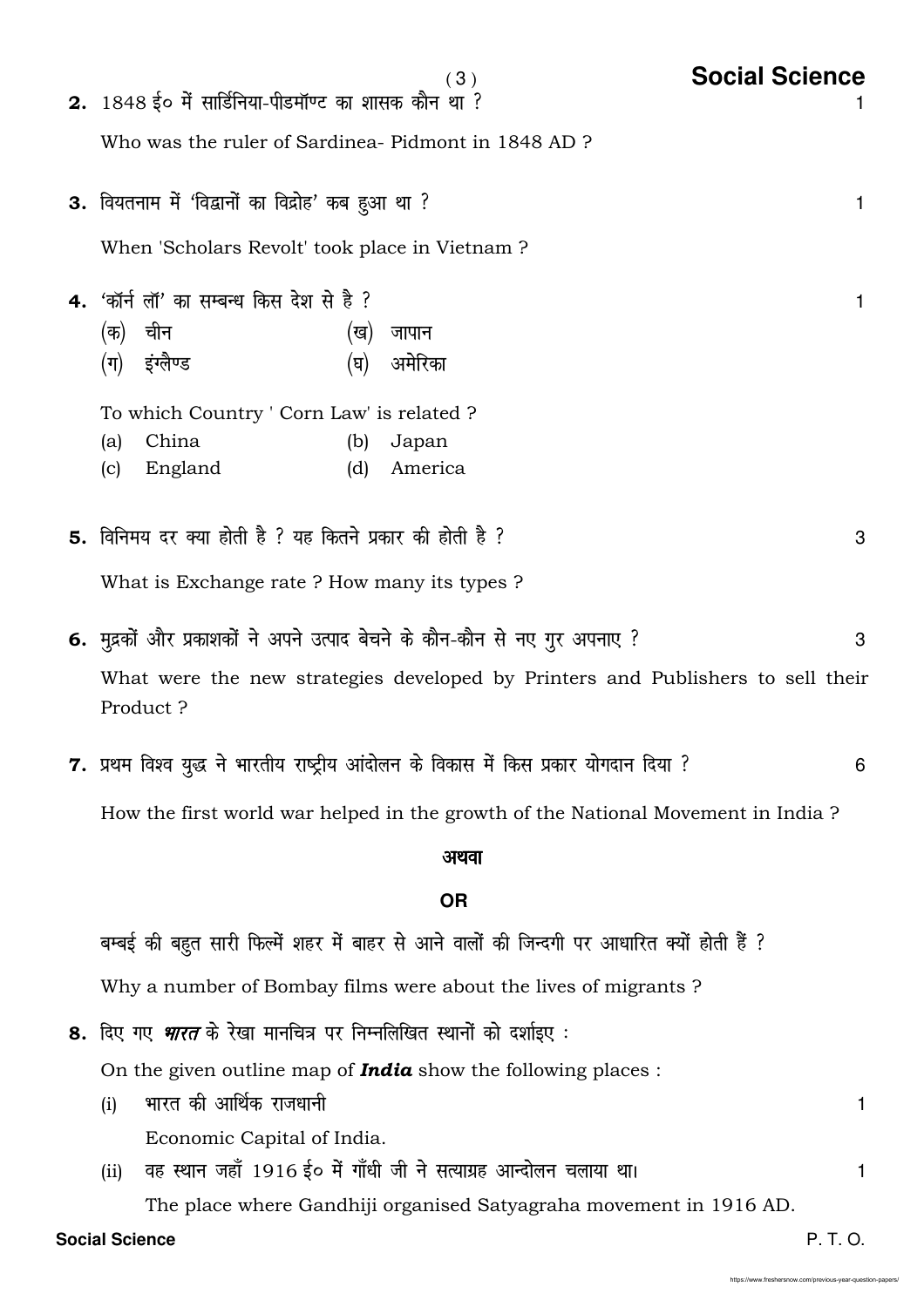**2.** 1848 ई० में सार्डिनिया-पीडमॉण्ट का शासक कौन था ? 1

Who was the ruler of Sardinea- Pidmont in 1848 AD ?

**3.** वियतनाम में 'विद्वानों का विद्रोह' कब हुआ था ? 1

When 'Scholars Revolt' took place in Vietnam ?

**4.** 'कॉर्न लॉ' का सम्बन्ध किस देश से है ? 1

(क) चीन (ख) जापान
(ग) इंग्लैण्ड (घ) अमेरिका

To which Country ' Corn Law' is related ?

(a) China (b) Japan
(c) England (d) America

**5.** विनिमय दर क्या होती है ? यह कितने प्रकार की होती है ? 3

What is Exchange rate ? How many its types ?

**6.** मुद्रकों और प्रकाशकों ने अपने उत्पाद बेचने के कौन-कौन से नए गुर अपनाए ? 3

What were the new strategies developed by Printers and Publishers to sell their Product ?

**7.** प्रथम विश्व युद्ध ने भारतीय राष्ट्रीय आंदोलन के विकास में किस प्रकार योगदान दिया ? 6

How the first world war helped in the growth of the National Movement in India ?

**अथवा**

**OR**

बम्बई की बहुत सारी फिल्में शहर में बाहर से आने वालों की जिन्दगी पर आधारित क्यों होती हैं ?

Why a number of Bombay films were about the lives of migrants ?

**8.** दिए गए ***भारत*** के रेखा मानचित्र पर निम्नलिखित स्थानों को दर्शाइए :

On the given outline map of ***India*** show the following places :

(i) भारत की आर्थिक राजधानी 1

Economic Capital of India.

(ii) वह स्थान जहाँ 1916 ई० में गाँधी जी ने सत्याग्रह आन्दोलन चलाया था। 1

The place where Gandhiji organised Satyagraha movement in 1916 AD.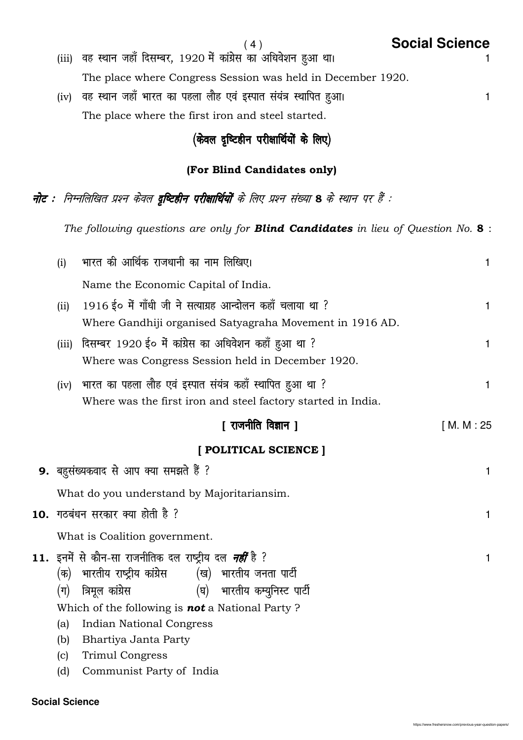(iii) वह स्थान जहाँ दिसम्बर, 1920 में कांग्रेस का अधिवेशन हुआ था। 1

The place where Congress Session was held in December 1920.

(iv) वह स्थान जहाँ भारत का पहला लौह एवं इस्पात संयंत्र स्थापित हुआ। 1

The place where the first iron and steel started.

### (केवल दृष्टिहीन परीक्षार्थियों के लिए)

### (For Blind Candidates only)

***नोट :*** *निम्नलिखित प्रश्न केवल **दृष्टिहीन परीक्षार्थियों** के लिए प्रश्न संख्या **8** के स्थान पर हैं :*

*The following questions are only for **Blind Candidates** in lieu of Question No.* **8** :

(i) भारत की आर्थिक राजधानी का नाम लिखिए। 1

Name the Economic Capital of India.

(ii) 1916 ई० में गाँधी जी ने सत्याग्रह आन्दोलन कहाँ चलाया था ? 1

Where Gandhiji organised Satyagraha Movement in 1916 AD.

(iii) दिसम्बर 1920 ई० में कांग्रेस का अधिवेशन कहाँ हुआ था ? 1

Where was Congress Session held in December 1920.

(iv) भारत का पहला लौह एवं इस्पात संयंत्र कहाँ स्थापित हुआ था ? 1

Where was the first iron and steel factory started in India.

## [ राजनीति विज्ञान ] [ M. M : 25

## [ POLITICAL SCIENCE ]

**9.** बहुसंख्यकवाद से आप क्या समझते हैं ? 1

What do you understand by Majoritariansim.

**10.** गठबंधन सरकार क्या होती है ? 1

What is Coalition government.

**11.** इनमें से कौन-सा राजनीतिक दल राष्ट्रीय दल ***नहीं*** है ? 1

(क) भारतीय राष्ट्रीय कांग्रेस (ख) भारतीय जनता पार्टी

(ग) त्रिमूल कांग्रेस (घ) भारतीय कम्युनिस्ट पार्टी

Which of the following is ***not*** a National Party ?

(a) Indian National Congress

(b) Bhartiya Janta Party

(c) Trimul Congress

(d) Communist Party of India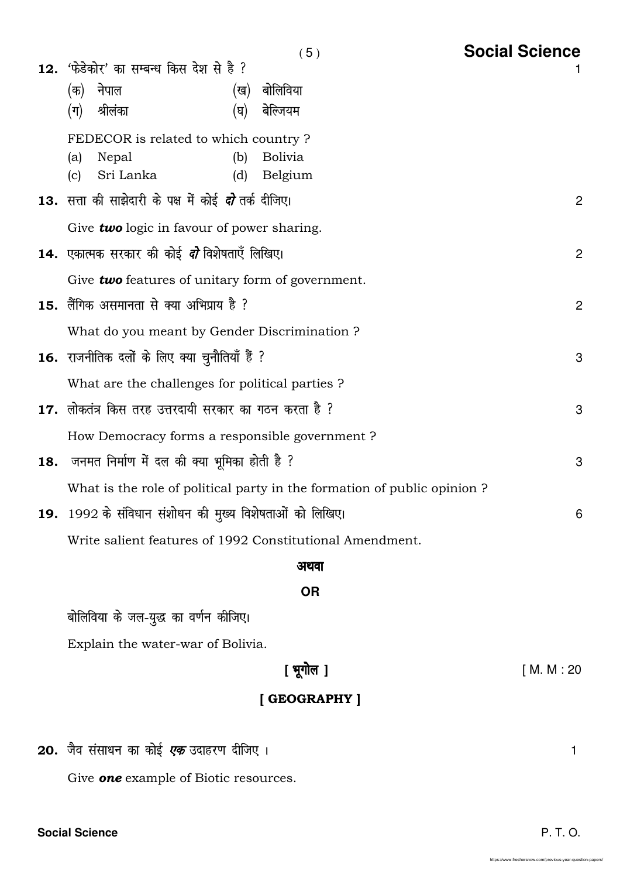**12.** 'फेडेकोर' का सम्बन्ध किस देश से है ? 1

(क) नेपाल (ख) बोलिविया

(ग) श्रीलंका (घ) बेल्जियम

FEDECOR is related to which country ?

(a) Nepal (b) Bolivia

(c) Sri Lanka (d) Belgium

**13.** सत्ता की साझेदारी के पक्ष में कोई ***दो*** तर्क दीजिए। 2

Give ***two*** logic in favour of power sharing.

**14.** एकात्मक सरकार की कोई ***दो*** विशेषताएँ लिखिए। 2

Give ***two*** features of unitary form of government.

**15.** लैंगिक असमानता से क्या अभिप्राय है ? 2

What do you meant by Gender Discrimination ?

**16.** राजनीतिक दलों के लिए क्या चुनौतियाँ हैं ? 3

What are the challenges for political parties ?

**17.** लोकतंत्र किस तरह उत्तरदायी सरकार का गठन करता है ? 3

How Democracy forms a responsible government ?

**18.** जनमत निर्माण में दल की क्या भूमिका होती है ? 3

What is the role of political party in the formation of public opinion ?

**19.** 1992 के संविधान संशोधन की मुख्य विशेषताओं को लिखिए। 6

Write salient features of 1992 Constitutional Amendment.

**अथवा**

**OR**

बोलिविया के जल-युद्ध का वर्णन कीजिए।

Explain the water-war of Bolivia.

## [ भूगोल ] [ M. M : 20

## [ GEOGRAPHY ]

**20.** जैव संसाधन का कोई ***एक*** उदाहरण दीजिए । 1

Give ***one*** example of Biotic resources.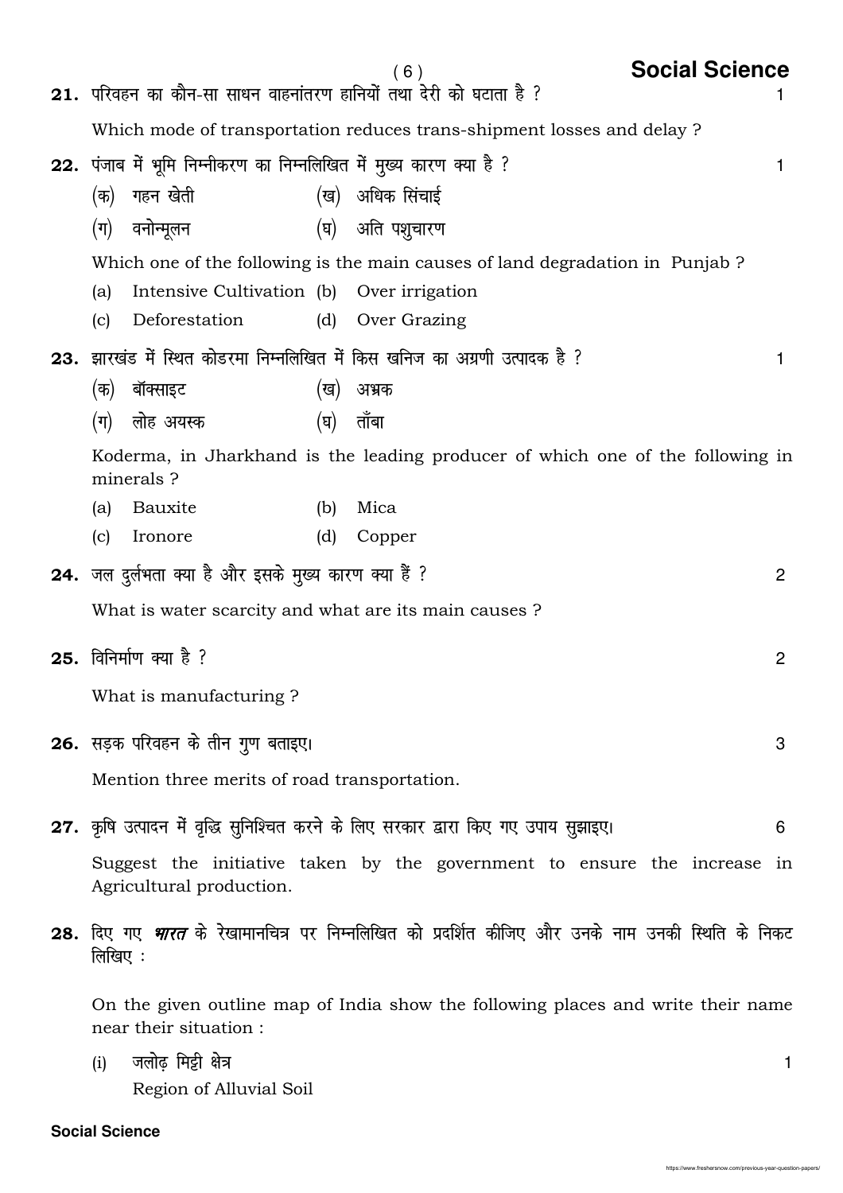**21.** परिवहन का कौन-सा साधन वाहनांतरण हानियों तथा देरी को घटाता है ? 1

Which mode of transportation reduces trans-shipment losses and delay ?

**22.** पंजाब में भूमि निम्नीकरण का निम्नलिखित में मुख्य कारण क्या है ? 1

(क) गहन खेती (ख) अधिक सिंचाई

(ग) वनोन्मूलन (घ) अति पशुचारण

Which one of the following is the main causes of land degradation in Punjab ?

(a) Intensive Cultivation (b) Over irrigation

(c) Deforestation (d) Over Grazing

**23.** झारखंड में स्थित कोडरमा निम्नलिखित में किस खनिज का अग्रणी उत्पादक है ? 1

(क) बॉक्साइट (ख) अभ्रक

(ग) लोह अयस्क (घ) ताँबा

Koderma, in Jharkhand is the leading producer of which one of the following in minerals ?

(a) Bauxite (b) Mica

(c) Ironore (d) Copper

**24.** जल दुर्लभता क्या है और इसके मुख्य कारण क्या हैं ? 2

What is water scarcity and what are its main causes ?

**25.** विनिर्माण क्या है ? 2

What is manufacturing ?

**26.** सड़क परिवहन के तीन गुण बताइए। 3

Mention three merits of road transportation.

**27.** कृषि उत्पादन में वृद्धि सुनिश्चित करने के लिए सरकार द्वारा किए गए उपाय सुझाइए। 6

Suggest the initiative taken by the government to ensure the increase in Agricultural production.

**28.** दिए गए ***भारत*** के रेखामानचित्र पर निम्नलिखित को प्रदर्शित कीजिए और उनके नाम उनकी स्थिति के निकट लिखिए :

On the given outline map of India show the following places and write their name near their situation :

(i) जलोढ़ मिट्टी क्षेत्र 1
Region of Alluvial Soil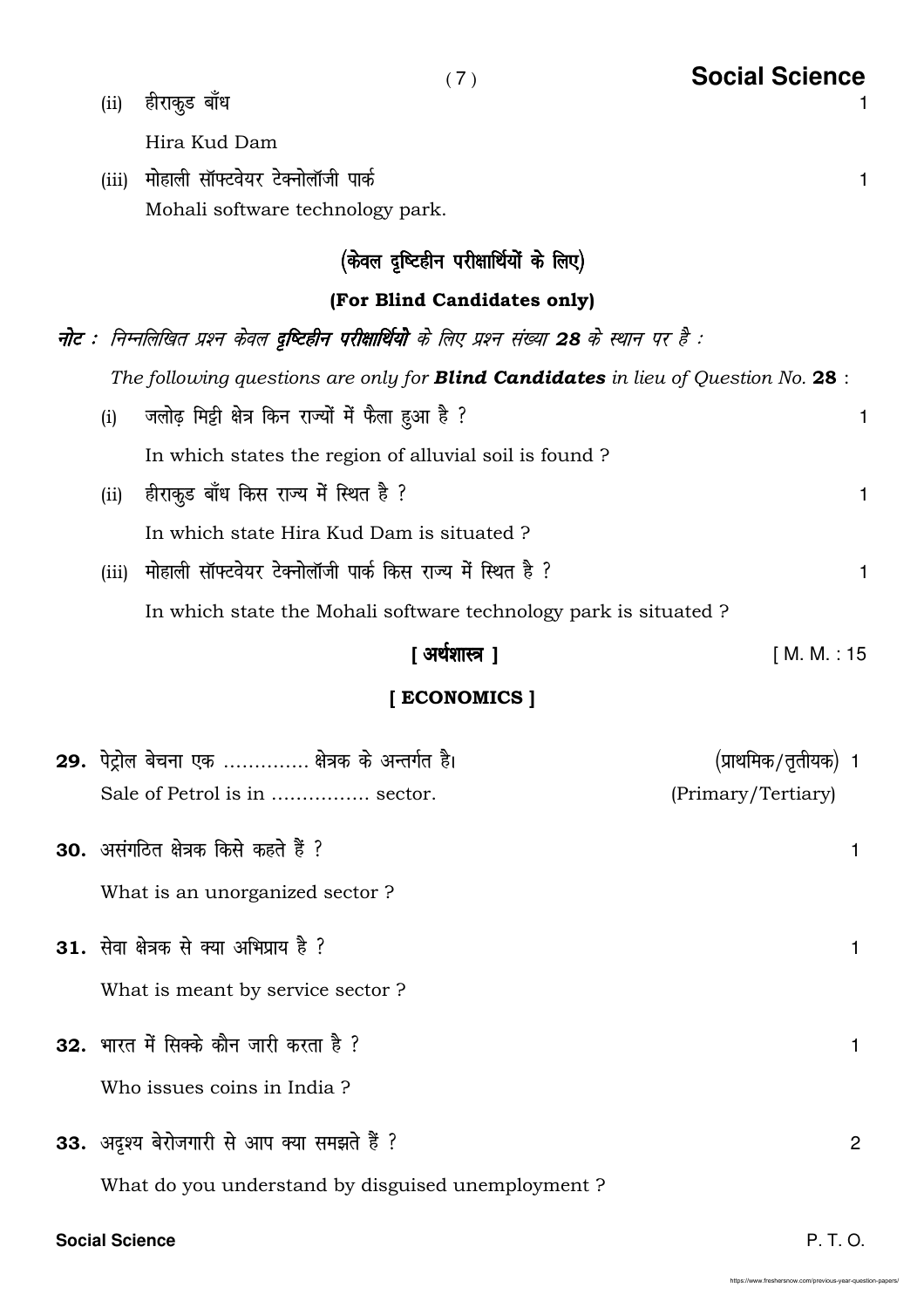(ii) हीराकुड बाँध 1

Hira Kud Dam

(iii) मोहाली सॉफ्टवेयर टेक्नोलॉजी पार्क 1

Mohali software technology park.

### (केवल दृष्टिहीन परीक्षार्थियों के लिए)

### (For Blind Candidates only)

***नोट :*** *निम्नलिखित प्रश्न केवल* ***दृष्टिहीन परीक्षार्थियों*** *के लिए प्रश्न संख्या* ***28*** *के स्थान पर है :*

*The following questions are only for* ***Blind Candidates*** *in lieu of Question No.* **28** :

(i) जलोढ़ मिट्टी क्षेत्र किन राज्यों में फैला हुआ है ? 1

In which states the region of alluvial soil is found ?

(ii) हीराकुड बाँध किस राज्य में स्थित है ? 1

In which state Hira Kud Dam is situated ?

(iii) मोहाली सॉफ्टवेयर टेक्नोलॉजी पार्क किस राज्य में स्थित है ? 1

In which state the Mohali software technology park is situated ?

## [ अर्थशास्त्र ] [ M. M. : 15

## [ ECONOMICS ]

**29.** पेट्रोल बेचना एक .............. क्षेत्रक के अन्तर्गत है। (प्राथमिक/तृतीयक) 1

Sale of Petrol is in ................ sector. (Primary/Tertiary)

**30.** असंगठित क्षेत्रक किसे कहते हैं ? 1

What is an unorganized sector ?

**31.** सेवा क्षेत्रक से क्या अभिप्राय है ? 1

What is meant by service sector ?

**32.** भारत में सिक्के कौन जारी करता है ? 1

Who issues coins in India ?

**33.** अदृश्य बेरोजगारी से आप क्या समझते हैं ? 2

What do you understand by disguised unemployment ?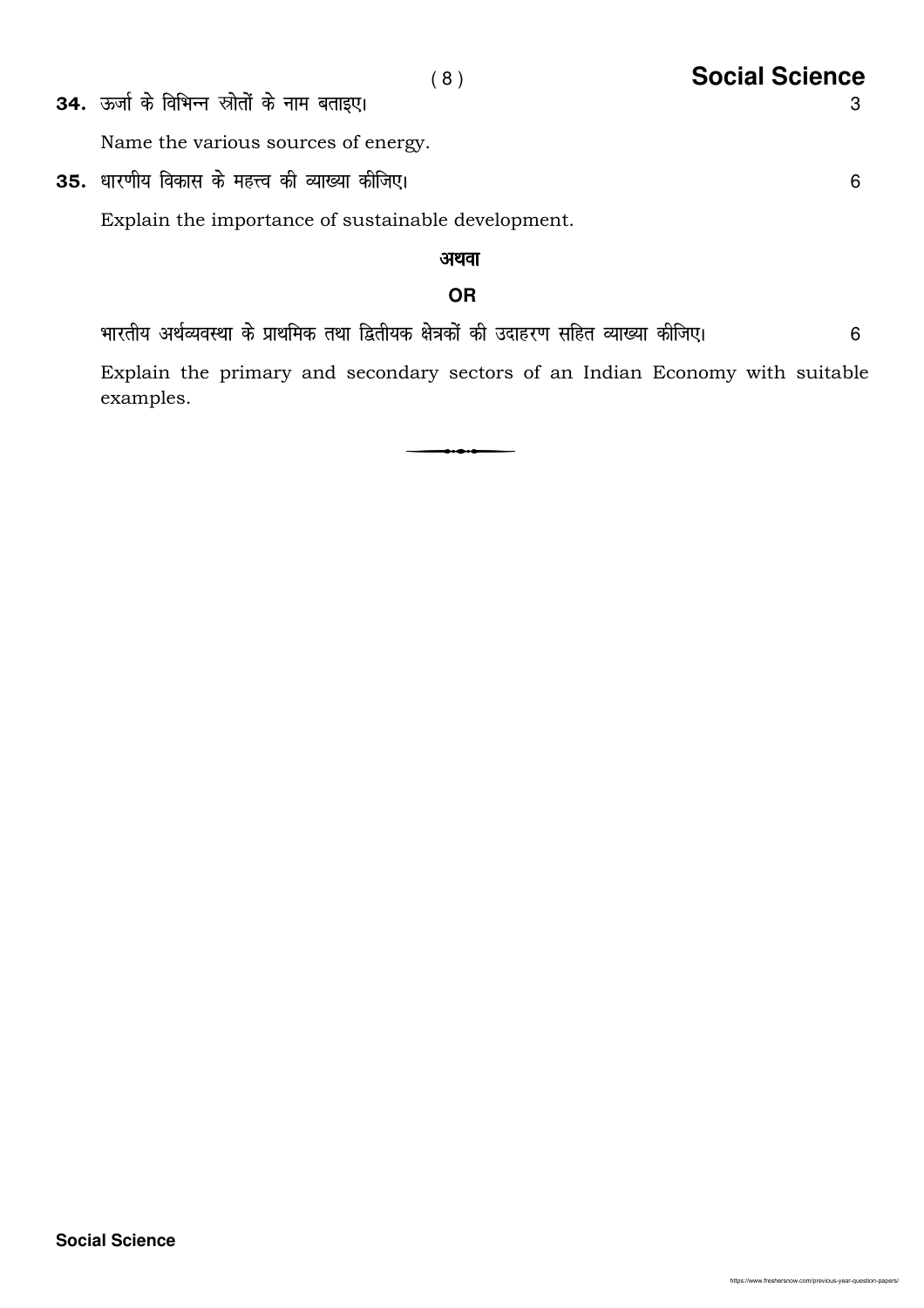**34.** ऊर्जा के विभिन्न स्रोतों के नाम बताइए। 3

Name the various sources of energy.

**35.** धारणीय विकास के महत्त्व की व्याख्या कीजिए। 6

Explain the importance of sustainable development.

**अथवा**

**OR**

भारतीय अर्थव्यवस्था के प्राथमिक तथा द्वितीयक क्षेत्रकों की उदाहरण सहित व्याख्या कीजिए। 6

Explain the primary and secondary sectors of an Indian Economy with suitable examples.